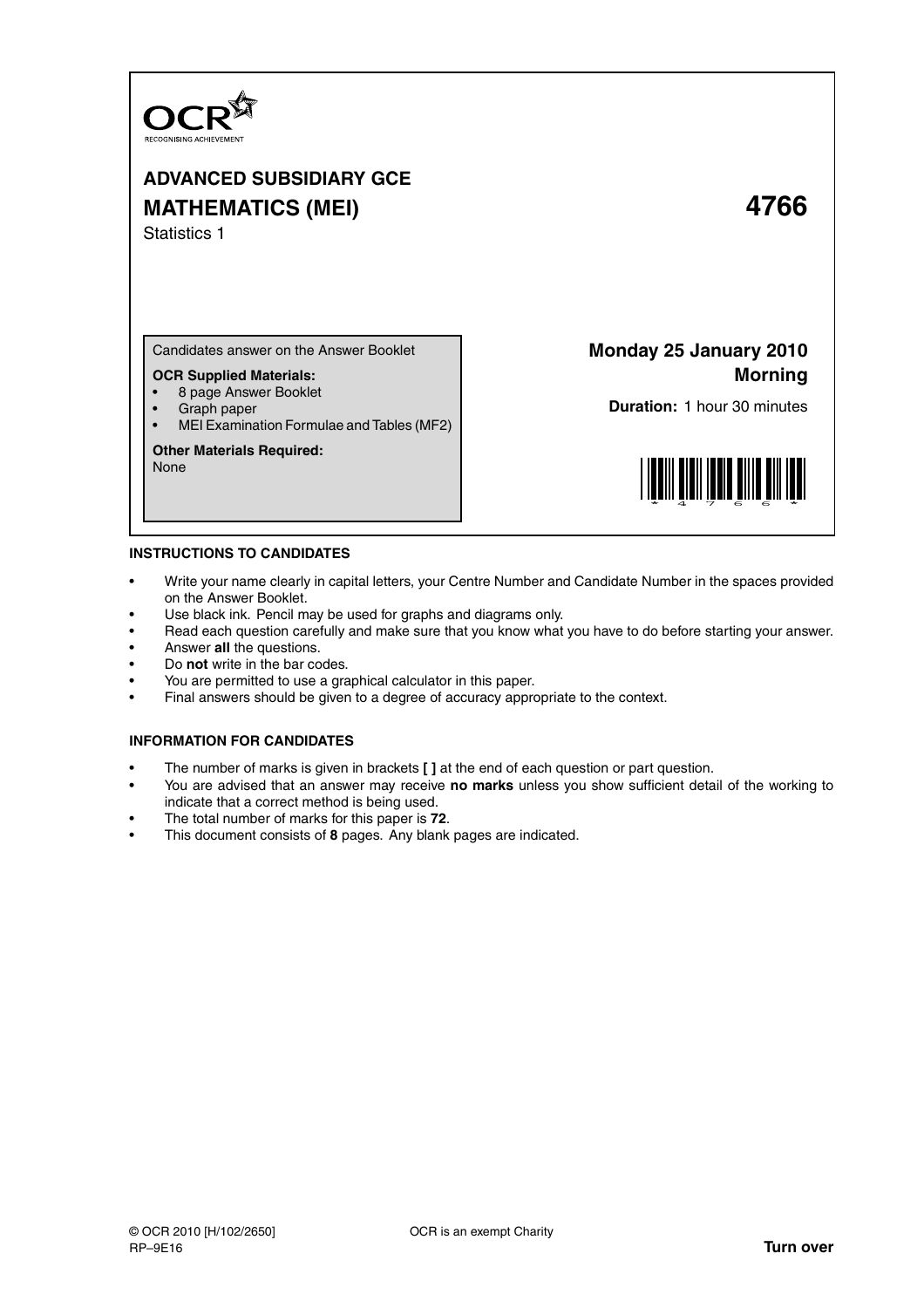OCR

RECOGNISING ACHIEVEMENT

# ADVANCED SUBSIDIARY GCE

# MATHEMATICS (MEI) 4766

Statistics 1

Candidates answer on the Answer Booklet

**OCR Supplied Materials:**

- 8 page Answer Booklet
- Graph paper
- MEI Examination Formulae and Tables (MF2)

**Other Materials Required:**

None

**Monday 25 January 2010**
**Morning**

**Duration:** 1 hour 30 minutes

## INSTRUCTIONS TO CANDIDATES

- Write your name clearly in capital letters, your Centre Number and Candidate Number in the spaces provided on the Answer Booklet.
- Use black ink. Pencil may be used for graphs and diagrams only.
- Read each question carefully and make sure that you know what you have to do before starting your answer.
- Answer **all** the questions.
- Do **not** write in the bar codes.
- You are permitted to use a graphical calculator in this paper.
- Final answers should be given to a degree of accuracy appropriate to the context.

## INFORMATION FOR CANDIDATES

- The number of marks is given in brackets **[ ]** at the end of each question or part question.
- You are advised that an answer may receive **no marks** unless you show sufficient detail of the working to indicate that a correct method is being used.
- The total number of marks for this paper is **72**.
- This document consists of **8** pages. Any blank pages are indicated.

© OCR 2010 [H/102/2650] OCR is an exempt Charity
RP–9E16

**Turn over**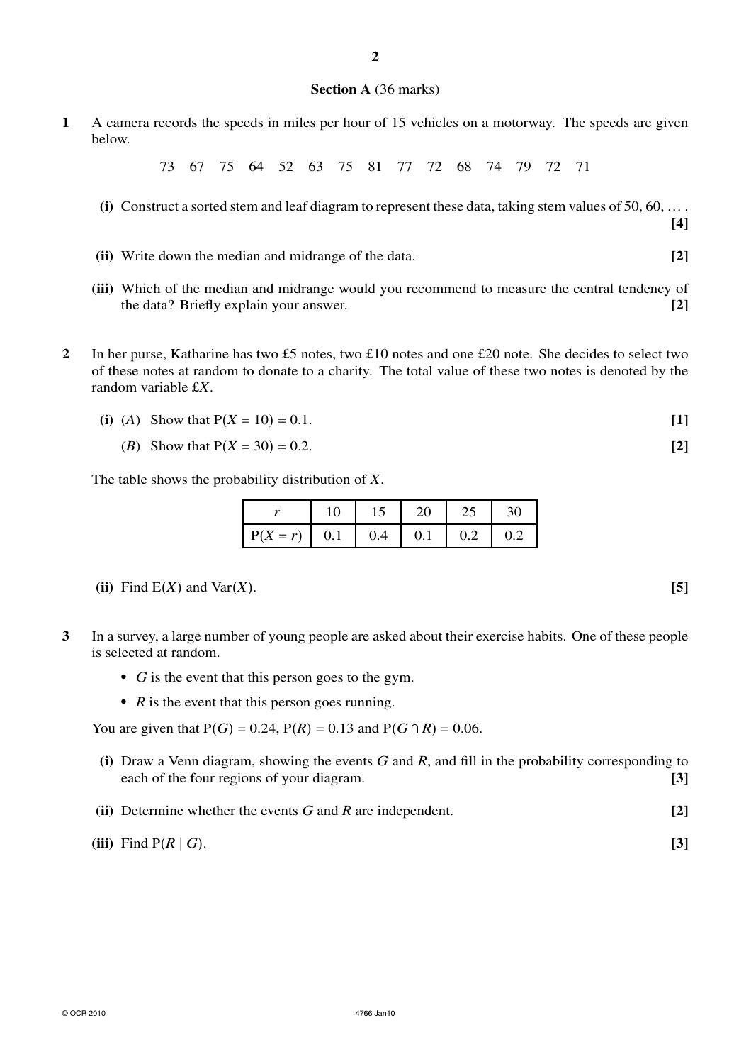## Section A (36 marks)

**1** A camera records the speeds in miles per hour of 15 vehicles on a motorway. The speeds are given below.

73 67 75 64 52 63 75 81 77 72 68 74 79 72 71

**(i)** Construct a sorted stem and leaf diagram to represent these data, taking stem values of 50, 60, ... . **[4]**

**(ii)** Write down the median and midrange of the data. **[2]**

**(iii)** Which of the median and midrange would you recommend to measure the central tendency of the data? Briefly explain your answer. **[2]**

**2** In her purse, Katharine has two £5 notes, two £10 notes and one £20 note. She decides to select two of these notes at random to donate to a charity. The total value of these two notes is denoted by the random variable £$X$.

**(i)** (*A*) Show that $P(X = 10) = 0.1$. **[1]**

(*B*) Show that $P(X = 30) = 0.2$. **[2]**

The table shows the probability distribution of $X$.

| $r$ | 10 | 15 | 20 | 25 | 30 |
|---|---|---|---|---|---|
| $P(X = r)$ | 0.1 | 0.4 | 0.1 | 0.2 | 0.2 |

**(ii)** Find $E(X)$ and $\text{Var}(X)$. **[5]**

**3** In a survey, a large number of young people are asked about their exercise habits. One of these people is selected at random.

- $G$ is the event that this person goes to the gym.
- $R$ is the event that this person goes running.

You are given that $P(G) = 0.24$, $P(R) = 0.13$ and $P(G \cap R) = 0.06$.

**(i)** Draw a Venn diagram, showing the events $G$ and $R$, and fill in the probability corresponding to each of the four regions of your diagram. **[3]**

**(ii)** Determine whether the events $G$ and $R$ are independent. **[2]**

**(iii)** Find $P(R \mid G)$. **[3]**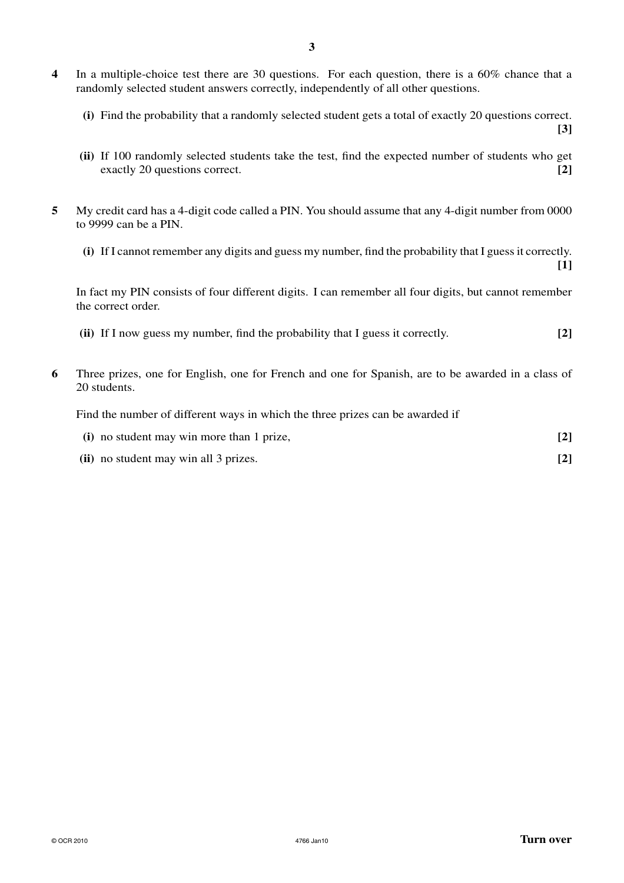**4** In a multiple-choice test there are 30 questions. For each question, there is a 60% chance that a randomly selected student answers correctly, independently of all other questions.

**(i)** Find the probability that a randomly selected student gets a total of exactly 20 questions correct. **[3]**

**(ii)** If 100 randomly selected students take the test, find the expected number of students who get exactly 20 questions correct. **[2]**

**5** My credit card has a 4-digit code called a PIN. You should assume that any 4-digit number from 0000 to 9999 can be a PIN.

**(i)** If I cannot remember any digits and guess my number, find the probability that I guess it correctly. **[1]**

In fact my PIN consists of four different digits. I can remember all four digits, but cannot remember the correct order.

**(ii)** If I now guess my number, find the probability that I guess it correctly. **[2]**

**6** Three prizes, one for English, one for French and one for Spanish, are to be awarded in a class of 20 students.

Find the number of different ways in which the three prizes can be awarded if

**(i)** no student may win more than 1 prize, **[2]**

**(ii)** no student may win all 3 prizes. **[2]**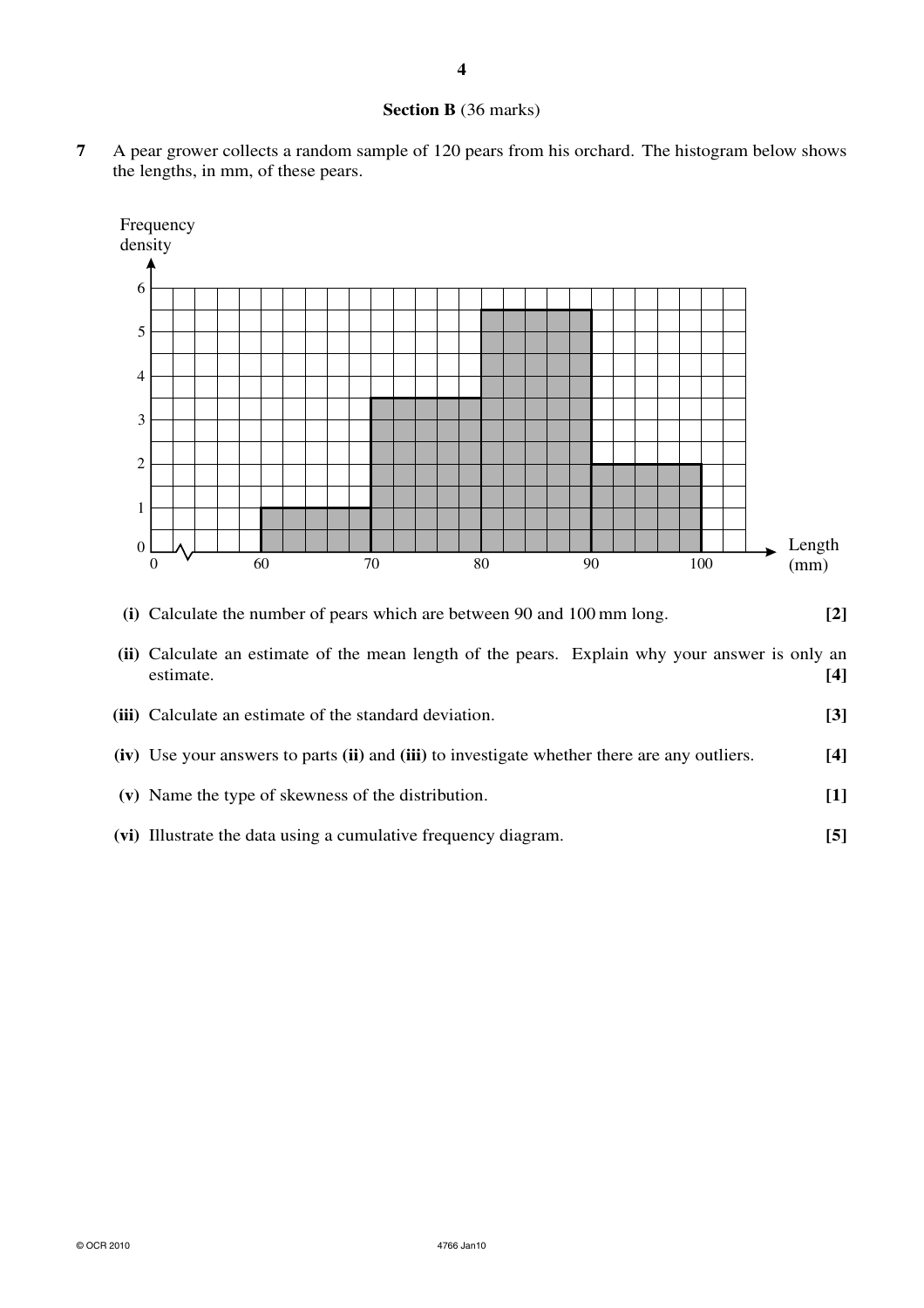**Section B** (36 marks)

**7** A pear grower collects a random sample of 120 pears from his orchard. The histogram below shows the lengths, in mm, of these pears.

**(i)** Calculate the number of pears which are between 90 and 100 mm long. **[2]**

**(ii)** Calculate an estimate of the mean length of the pears. Explain why your answer is only an estimate. **[4]**

**(iii)** Calculate an estimate of the standard deviation. **[3]**

**(iv)** Use your answers to parts **(ii)** and **(iii)** to investigate whether there are any outliers. **[4]**

**(v)** Name the type of skewness of the distribution. **[1]**

**(vi)** Illustrate the data using a cumulative frequency diagram. **[5]**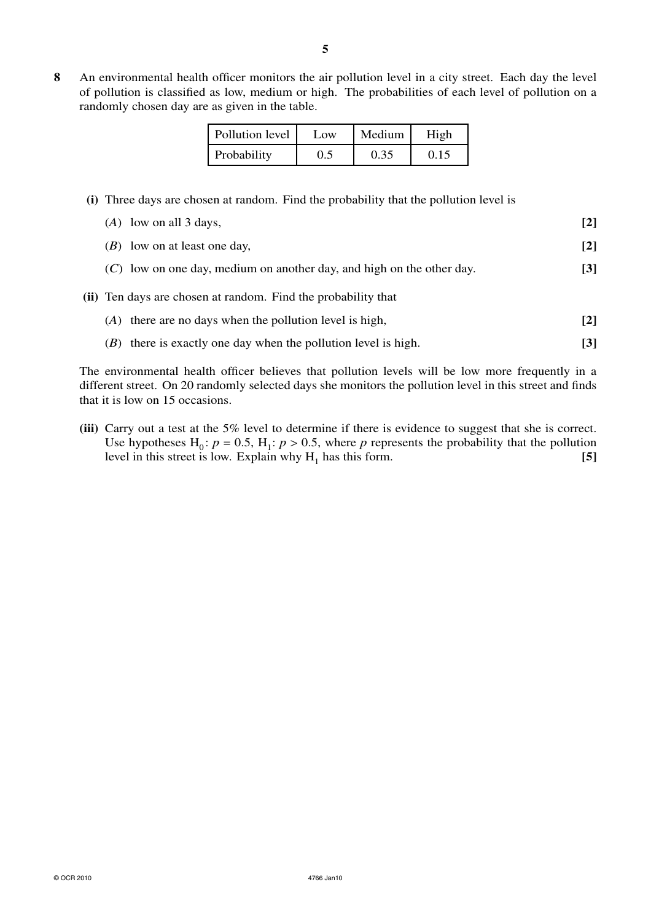**8** An environmental health officer monitors the air pollution level in a city street. Each day the level of pollution is classified as low, medium or high. The probabilities of each level of pollution on a randomly chosen day are as given in the table.

| Pollution level | Low | Medium | High |
|---|---|---|---|
| Probability | 0.5 | 0.35 | 0.15 |

**(i)** Three days are chosen at random. Find the probability that the pollution level is

(*A*) low on all 3 days, **[2]**

(*B*) low on at least one day, **[2]**

(*C*) low on one day, medium on another day, and high on the other day. **[3]**

**(ii)** Ten days are chosen at random. Find the probability that

(*A*) there are no days when the pollution level is high, **[2]**

(*B*) there is exactly one day when the pollution level is high. **[3]**

The environmental health officer believes that pollution levels will be low more frequently in a different street. On 20 randomly selected days she monitors the pollution level in this street and finds that it is low on 15 occasions.

**(iii)** Carry out a test at the 5% level to determine if there is evidence to suggest that she is correct. Use hypotheses $H_0$: $p = 0.5$, $H_1$: $p > 0.5$, where $p$ represents the probability that the pollution level in this street is low. Explain why $H_1$ has this form. **[5]**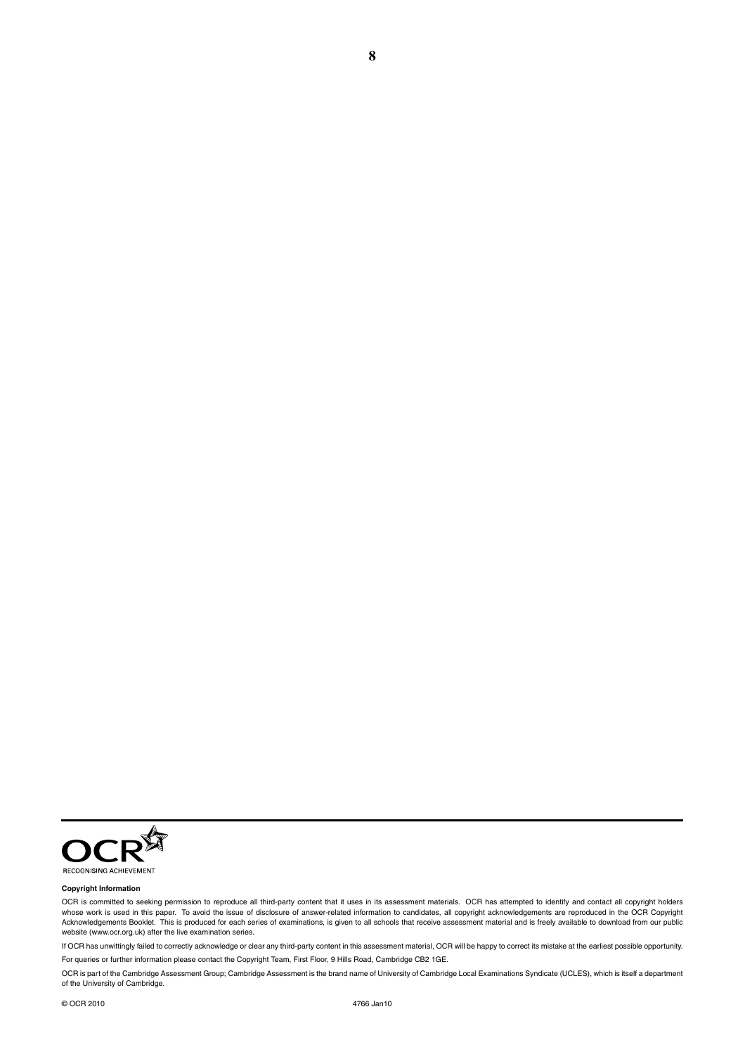RECOGNISING ACHIEVEMENT

**Copyright Information**

OCR is committed to seeking permission to reproduce all third-party content that it uses in its assessment materials. OCR has attempted to identify and contact all copyright holders whose work is used in this paper. To avoid the issue of disclosure of answer-related information to candidates, all copyright acknowledgements are reproduced in the OCR Copyright Acknowledgements Booklet. This is produced for each series of examinations, is given to all schools that receive assessment material and is freely available to download from our public website (www.ocr.org.uk) after the live examination series.

If OCR has unwittingly failed to correctly acknowledge or clear any third-party content in this assessment material, OCR will be happy to correct its mistake at the earliest possible opportunity.

For queries or further information please contact the Copyright Team, First Floor, 9 Hills Road, Cambridge CB2 1GE.

OCR is part of the Cambridge Assessment Group; Cambridge Assessment is the brand name of University of Cambridge Local Examinations Syndicate (UCLES), which is itself a department of the University of Cambridge.

© OCR 2010 4766 Jan10